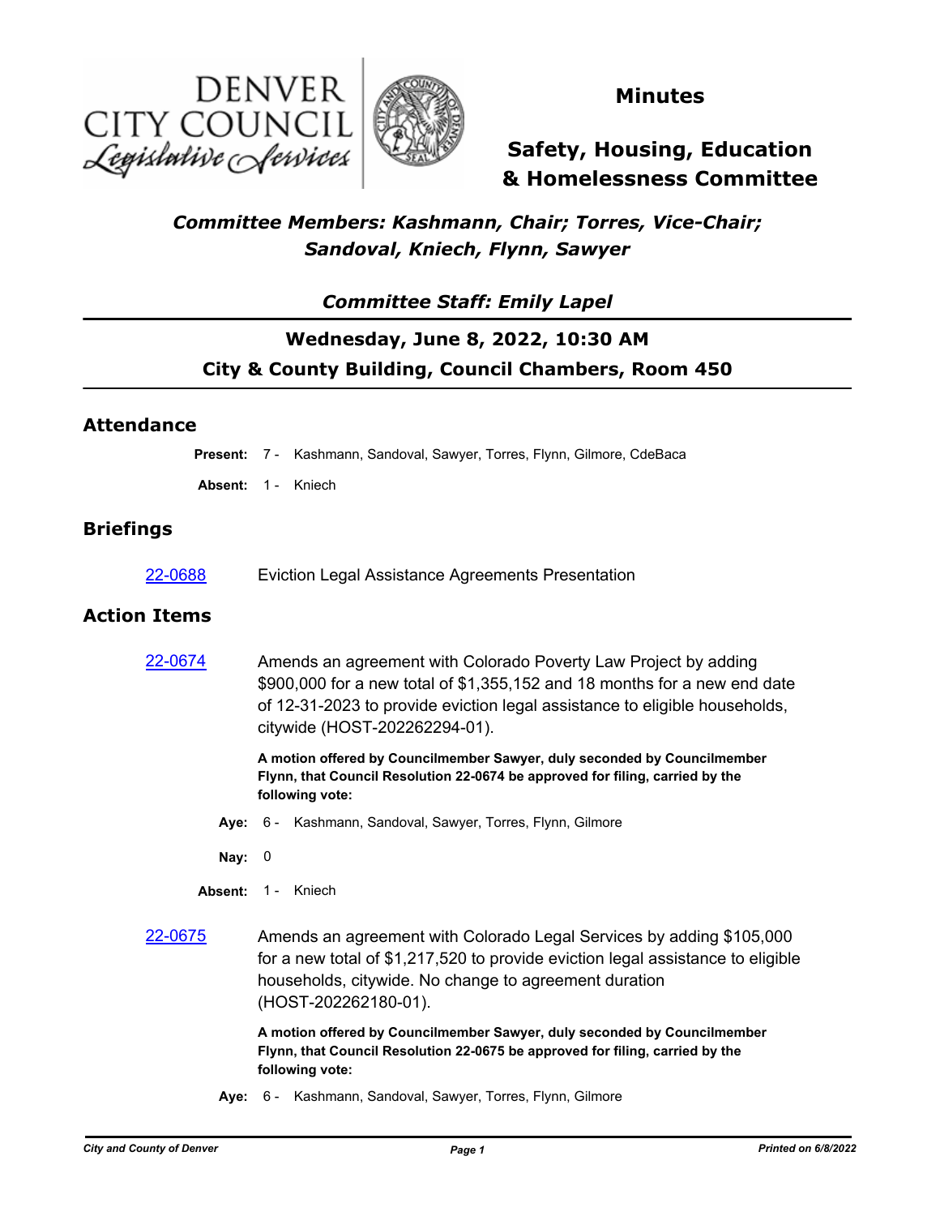DENVER CITY COUNCIL
*Legislative Services*

# Minutes

# Safety, Housing, Education & Homelessness Committee

***Committee Members: Kashmann, Chair; Torres, Vice-Chair; Sandoval, Kniech, Flynn, Sawyer***

***Committee Staff: Emily Lapel***

**Wednesday, June 8, 2022, 10:30 AM**

**City & County Building, Council Chambers, Room 450**

## Attendance

**Present:** 7 - Kashmann, Sandoval, Sawyer, Torres, Flynn, Gilmore, CdeBaca

**Absent:** 1 - Kniech

## Briefings

22-0688 Eviction Legal Assistance Agreements Presentation

## Action Items

22-0674 Amends an agreement with Colorado Poverty Law Project by adding $900,000 for a new total of $1,355,152 and 18 months for a new end date of 12-31-2023 to provide eviction legal assistance to eligible households, citywide (HOST-202262294-01).

**A motion offered by Councilmember Sawyer, duly seconded by Councilmember Flynn, that Council Resolution 22-0674 be approved for filing, carried by the following vote:**

**Aye:** 6 - Kashmann, Sandoval, Sawyer, Torres, Flynn, Gilmore

**Nay:** 0

**Absent:** 1 - Kniech

22-0675 Amends an agreement with Colorado Legal Services by adding $105,000 for a new total of $1,217,520 to provide eviction legal assistance to eligible households, citywide. No change to agreement duration (HOST-202262180-01).

**A motion offered by Councilmember Sawyer, duly seconded by Councilmember Flynn, that Council Resolution 22-0675 be approved for filing, carried by the following vote:**

**Aye:** 6 - Kashmann, Sandoval, Sawyer, Torres, Flynn, Gilmore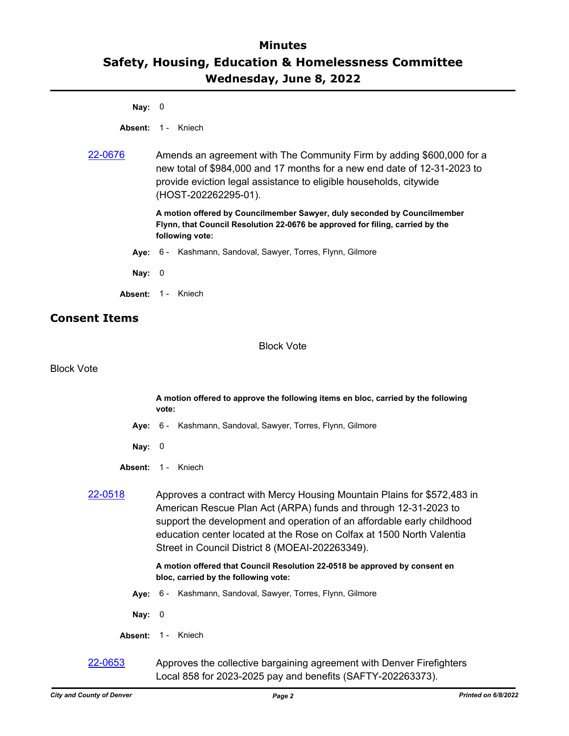**Nay:** 0

**Absent:** 1 - Kniech

[22-0676](22-0676) Amends an agreement with The Community Firm by adding $600,000 for a new total of $984,000 and 17 months for a new end date of 12-31-2023 to provide eviction legal assistance to eligible households, citywide (HOST-202262295-01).

**A motion offered by Councilmember Sawyer, duly seconded by Councilmember Flynn, that Council Resolution 22-0676 be approved for filing, carried by the following vote:**

**Aye:** 6 - Kashmann, Sandoval, Sawyer, Torres, Flynn, Gilmore

**Nay:** 0

**Absent:** 1 - Kniech

## Consent Items

Block Vote

Block Vote

**A motion offered to approve the following items en bloc, carried by the following vote:**

**Aye:** 6 - Kashmann, Sandoval, Sawyer, Torres, Flynn, Gilmore

**Nay:** 0

**Absent:** 1 - Kniech

22-0518 Approves a contract with Mercy Housing Mountain Plains for $572,483 in American Rescue Plan Act (ARPA) funds and through 12-31-2023 to support the development and operation of an affordable early childhood education center located at the Rose on Colfax at 1500 North Valentia Street in Council District 8 (MOEAI-202263349).

**A motion offered that Council Resolution 22-0518 be approved by consent en bloc, carried by the following vote:**

**Aye:** 6 - Kashmann, Sandoval, Sawyer, Torres, Flynn, Gilmore

**Nay:** 0

**Absent:** 1 - Kniech

22-0653 Approves the collective bargaining agreement with Denver Firefighters Local 858 for 2023-2025 pay and benefits (SAFTY-202263373).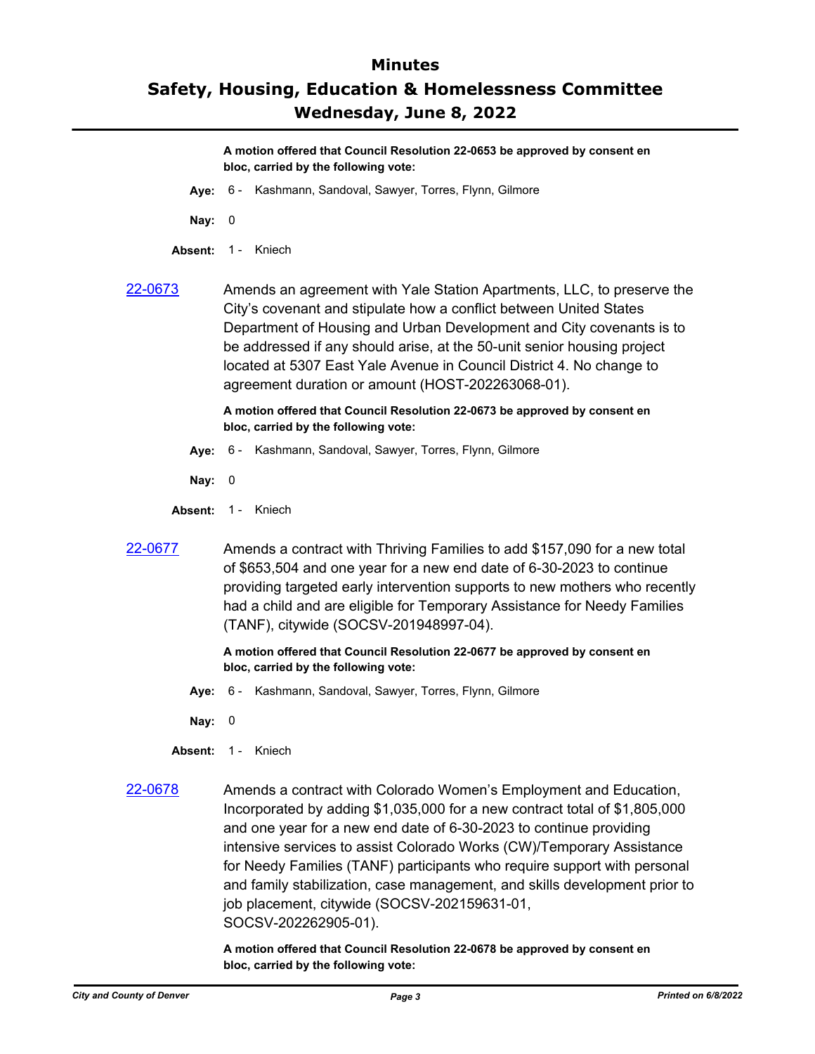**A motion offered that Council Resolution 22-0653 be approved by consent en bloc, carried by the following vote:**

**Aye:** 6 - Kashmann, Sandoval, Sawyer, Torres, Flynn, Gilmore

**Nay:** 0

**Absent:** 1 - Kniech

[22-0673](22-0673) Amends an agreement with Yale Station Apartments, LLC, to preserve the City's covenant and stipulate how a conflict between United States Department of Housing and Urban Development and City covenants is to be addressed if any should arise, at the 50-unit senior housing project located at 5307 East Yale Avenue in Council District 4. No change to agreement duration or amount (HOST-202263068-01).

**A motion offered that Council Resolution 22-0673 be approved by consent en bloc, carried by the following vote:**

**Aye:** 6 - Kashmann, Sandoval, Sawyer, Torres, Flynn, Gilmore

**Nay:** 0

**Absent:** 1 - Kniech

[22-0677](22-0677) Amends a contract with Thriving Families to add $157,090 for a new total of $653,504 and one year for a new end date of 6-30-2023 to continue providing targeted early intervention supports to new mothers who recently had a child and are eligible for Temporary Assistance for Needy Families (TANF), citywide (SOCSV-201948997-04).

**A motion offered that Council Resolution 22-0677 be approved by consent en bloc, carried by the following vote:**

**Aye:** 6 - Kashmann, Sandoval, Sawyer, Torres, Flynn, Gilmore

**Nay:** 0

**Absent:** 1 - Kniech

[22-0678](22-0678) Amends a contract with Colorado Women's Employment and Education, Incorporated by adding $1,035,000 for a new contract total of $1,805,000 and one year for a new end date of 6-30-2023 to continue providing intensive services to assist Colorado Works (CW)/Temporary Assistance for Needy Families (TANF) participants who require support with personal and family stabilization, case management, and skills development prior to job placement, citywide (SOCSV-202159631-01, SOCSV-202262905-01).

**A motion offered that Council Resolution 22-0678 be approved by consent en bloc, carried by the following vote:**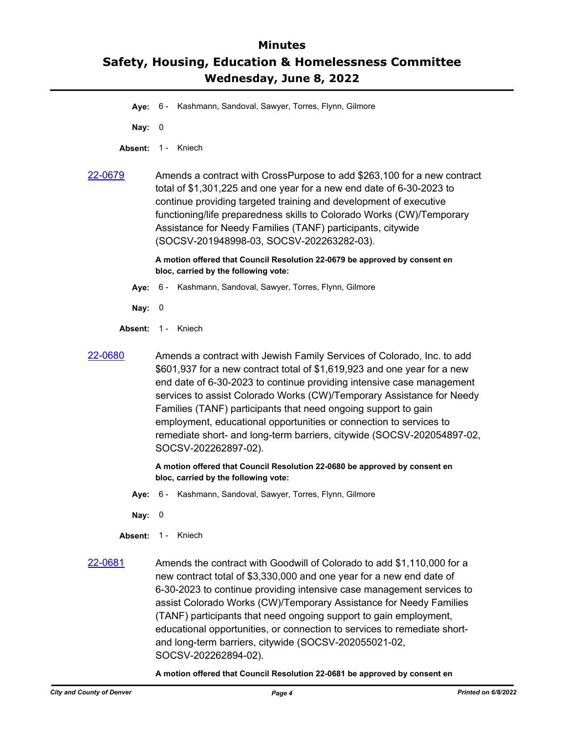**Aye:** 6 - Kashmann, Sandoval, Sawyer, Torres, Flynn, Gilmore

**Nay:** 0

**Absent:** 1 - Kniech

22-0679 Amends a contract with CrossPurpose to add $263,100 for a new contract total of $1,301,225 and one year for a new end date of 6-30-2023 to continue providing targeted training and development of executive functioning/life preparedness skills to Colorado Works (CW)/Temporary Assistance for Needy Families (TANF) participants, citywide (SOCSV-201948998-03, SOCSV-202263282-03).

**A motion offered that Council Resolution 22-0679 be approved by consent en bloc, carried by the following vote:**

**Aye:** 6 - Kashmann, Sandoval, Sawyer, Torres, Flynn, Gilmore

**Nay:** 0

**Absent:** 1 - Kniech

22-0680 Amends a contract with Jewish Family Services of Colorado, Inc. to add $601,937 for a new contract total of $1,619,923 and one year for a new end date of 6-30-2023 to continue providing intensive case management services to assist Colorado Works (CW)/Temporary Assistance for Needy Families (TANF) participants that need ongoing support to gain employment, educational opportunities or connection to services to remediate short- and long-term barriers, citywide (SOCSV-202054897-02, SOCSV-202262897-02).

**A motion offered that Council Resolution 22-0680 be approved by consent en bloc, carried by the following vote:**

**Aye:** 6 - Kashmann, Sandoval, Sawyer, Torres, Flynn, Gilmore

**Nay:** 0

**Absent:** 1 - Kniech

22-0681 Amends the contract with Goodwill of Colorado to add $1,110,000 for a new contract total of $3,330,000 and one year for a new end date of 6-30-2023 to continue providing intensive case management services to assist Colorado Works (CW)/Temporary Assistance for Needy Families (TANF) participants that need ongoing support to gain employment, educational opportunities, or connection to services to remediate short- and long-term barriers, citywide (SOCSV-202055021-02, SOCSV-202262894-02).

**A motion offered that Council Resolution 22-0681 be approved by consent en**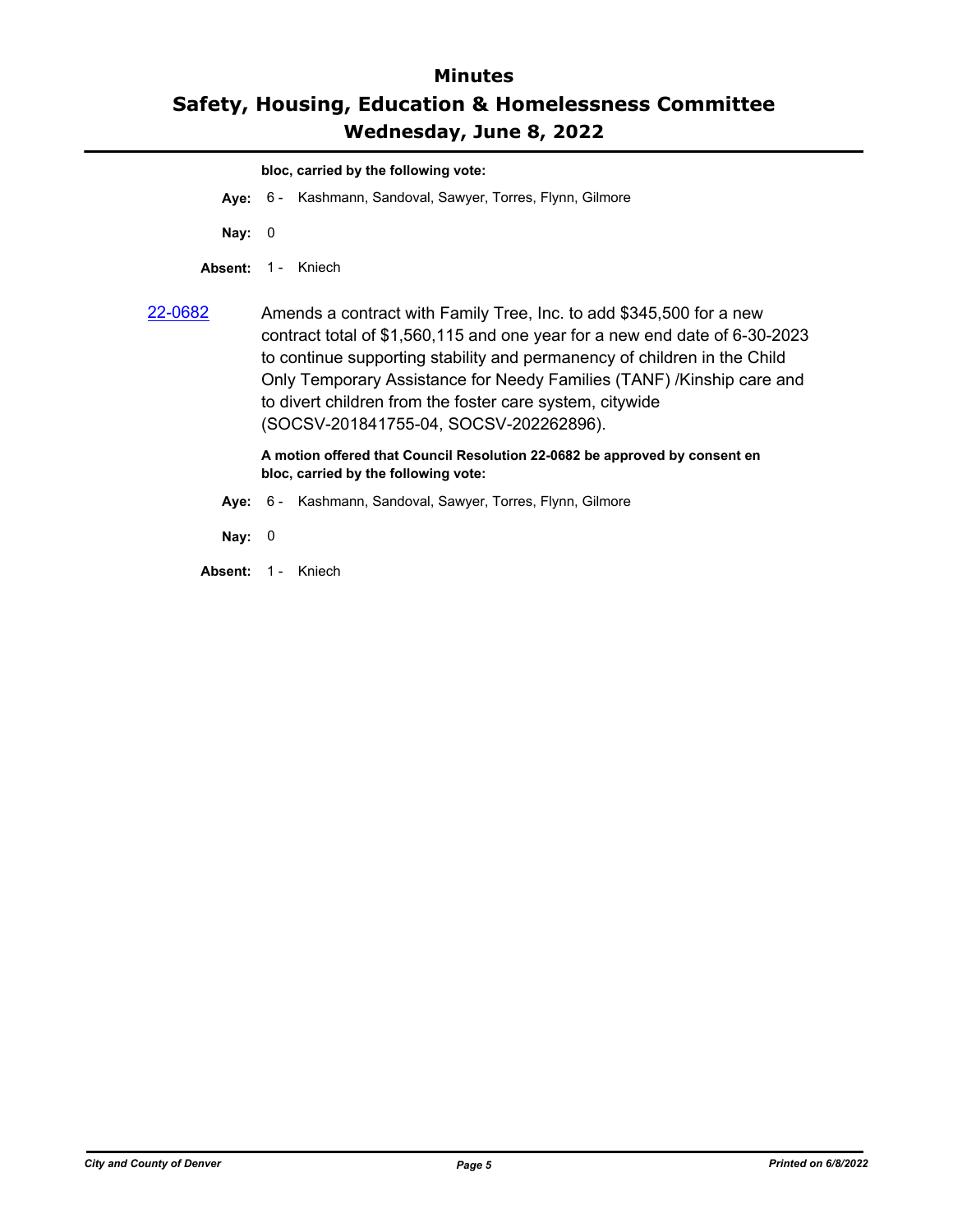**bloc, carried by the following vote:**

**Aye:** 6 - Kashmann, Sandoval, Sawyer, Torres, Flynn, Gilmore

**Nay:** 0

**Absent:** 1 - Kniech

22-0682 Amends a contract with Family Tree, Inc. to add $345,500 for a new contract total of $1,560,115 and one year for a new end date of 6-30-2023 to continue supporting stability and permanency of children in the Child Only Temporary Assistance for Needy Families (TANF) /Kinship care and to divert children from the foster care system, citywide (SOCSV-201841755-04, SOCSV-202262896).

**A motion offered that Council Resolution 22-0682 be approved by consent en bloc, carried by the following vote:**

**Aye:** 6 - Kashmann, Sandoval, Sawyer, Torres, Flynn, Gilmore

**Nay:** 0

**Absent:** 1 - Kniech